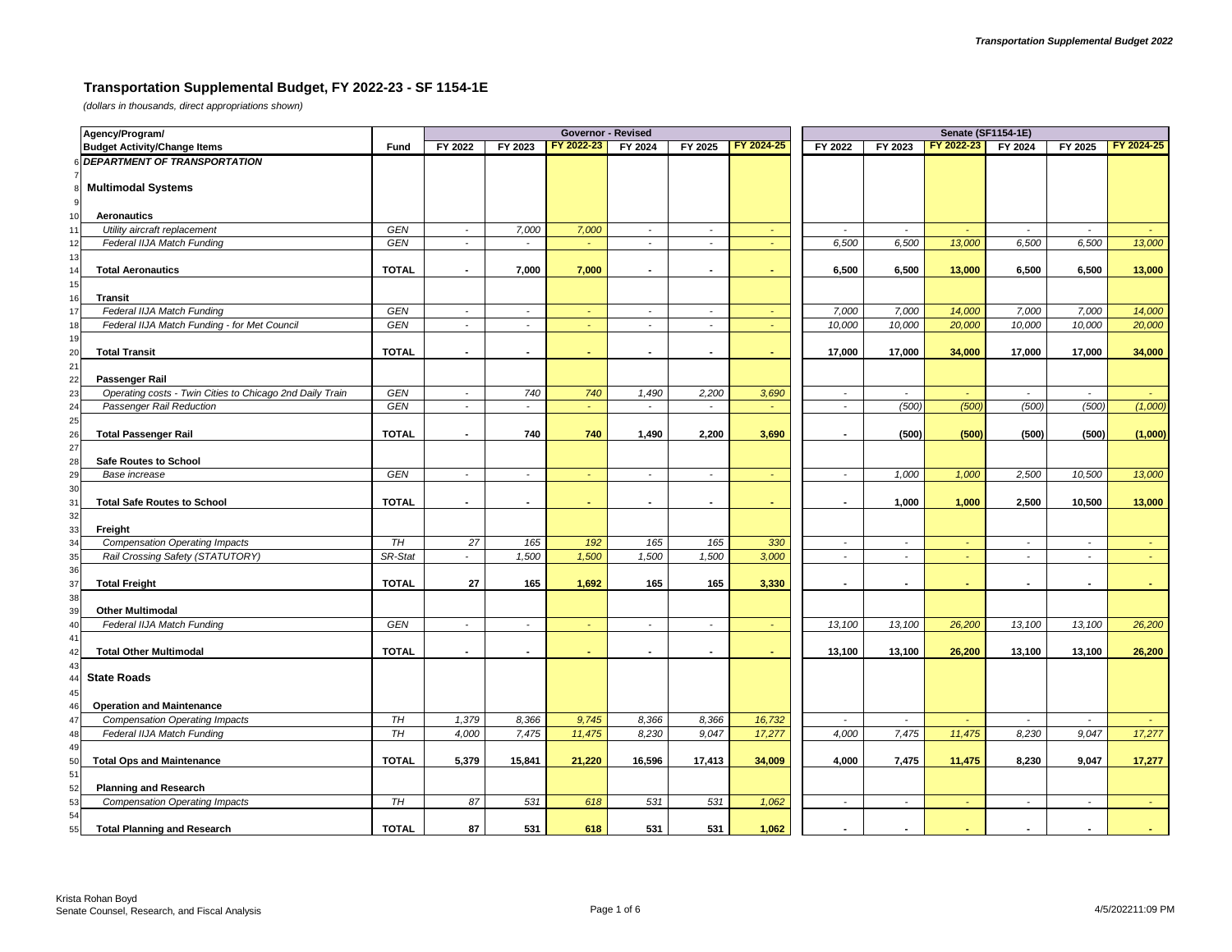# Transportation Supplemental Budget, FY 2022-23 - SF 1154-1E

*(dollars in thousands, direct appropriations shown)*

| Agency/Program/ | | Governor - Revised | | | | | | Senate (SF1154-1E) | | | | | |
|---|---|---|---|---|---|---|---|---|---|---|---|---|---|
| **Budget Activity/Change Items** | **Fund** | **FY 2022** | **FY 2023** | **FY 2022-23** | **FY 2024** | **FY 2025** | **FY 2024-25** | **FY 2022** | **FY 2023** | **FY 2022-23** | **FY 2024** | **FY 2025** | **FY 2024-25** |
| ***DEPARTMENT OF TRANSPORTATION*** | | | | | | | | | | | | | |
| **Multimodal Systems** | | | | | | | | | | | | | |
| **Aeronautics** | | | | | | | | | | | | | |
| *Utility aircraft replacement* | *GEN* | - | 7,000 | 7,000 | - | - | - | - | - | - | - | - | - |
| *Federal IIJA Match Funding* | *GEN* | - | - | - | - | - | - | 6,500 | 6,500 | 13,000 | 6,500 | 6,500 | 13,000 |
| **Total Aeronautics** | **TOTAL** | **-** | **7,000** | **7,000** | **-** | **-** | **-** | **6,500** | **6,500** | **13,000** | **6,500** | **6,500** | **13,000** |
| **Transit** | | | | | | | | | | | | | |
| *Federal IIJA Match Funding* | *GEN* | - | - | - | - | - | - | 7,000 | 7,000 | 14,000 | 7,000 | 7,000 | 14,000 |
| *Federal IIJA Match Funding - for Met Council* | *GEN* | - | - | - | - | - | - | 10,000 | 10,000 | 20,000 | 10,000 | 10,000 | 20,000 |
| **Total Transit** | **TOTAL** | **-** | **-** | **-** | **-** | **-** | **-** | **17,000** | **17,000** | **34,000** | **17,000** | **17,000** | **34,000** |
| **Passenger Rail** | | | | | | | | | | | | | |
| *Operating costs - Twin Cities to Chicago 2nd Daily Train* | *GEN* | - | 740 | 740 | 1,490 | 2,200 | 3,690 | - | - | - | - | - | - |
| *Passenger Rail Reduction* | *GEN* | - | - | - | - | - | - | - | (500) | (500) | (500) | (500) | (1,000) |
| **Total Passenger Rail** | **TOTAL** | **-** | **740** | **740** | **1,490** | **2,200** | **3,690** | **-** | **(500)** | **(500)** | **(500)** | **(500)** | **(1,000)** |
| **Safe Routes to School** | | | | | | | | | | | | | |
| *Base increase* | *GEN* | - | - | - | - | - | - | - | 1,000 | 1,000 | 2,500 | 10,500 | 13,000 |
| **Total Safe Routes to School** | **TOTAL** | **-** | **-** | **-** | **-** | **-** | **-** | **-** | **1,000** | **1,000** | **2,500** | **10,500** | **13,000** |
| **Freight** | | | | | | | | | | | | | |
| *Compensation Operating Impacts* | *TH* | 27 | 165 | 192 | 165 | 165 | 330 | - | - | - | - | - | - |
| *Rail Crossing Safety (STATUTORY)* | *SR-Stat* | - | 1,500 | 1,500 | 1,500 | 1,500 | 3,000 | - | - | - | - | - | - |
| **Total Freight** | **TOTAL** | **27** | **165** | **1,692** | **165** | **165** | **3,330** | **-** | **-** | **-** | **-** | **-** | **-** |
| **Other Multimodal** | | | | | | | | | | | | | |
| *Federal IIJA Match Funding* | *GEN* | - | - | - | - | - | - | 13,100 | 13,100 | 26,200 | 13,100 | 13,100 | 26,200 |
| **Total Other Multimodal** | **TOTAL** | **-** | **-** | **-** | **-** | **-** | **-** | **13,100** | **13,100** | **26,200** | **13,100** | **13,100** | **26,200** |
| **State Roads** | | | | | | | | | | | | | |
| **Operation and Maintenance** | | | | | | | | | | | | | |
| *Compensation Operating Impacts* | *TH* | 1,379 | 8,366 | 9,745 | 8,366 | 8,366 | 16,732 | - | - | - | - | - | - |
| *Federal IIJA Match Funding* | *TH* | 4,000 | 7,475 | 11,475 | 8,230 | 9,047 | 17,277 | 4,000 | 7,475 | 11,475 | 8,230 | 9,047 | 17,277 |
| **Total Ops and Maintenance** | **TOTAL** | **5,379** | **15,841** | **21,220** | **16,596** | **17,413** | **34,009** | **4,000** | **7,475** | **11,475** | **8,230** | **9,047** | **17,277** |
| **Planning and Research** | | | | | | | | | | | | | |
| *Compensation Operating Impacts* | *TH* | 87 | 531 | 618 | 531 | 531 | 1,062 | - | - | - | - | - | - |
| **Total Planning and Research** | **TOTAL** | **87** | **531** | **618** | **531** | **531** | **1,062** | **-** | **-** | **-** | **-** | **-** | **-** |

Krista Rohan Boyd
Senate Counsel, Research, and Fiscal Analysis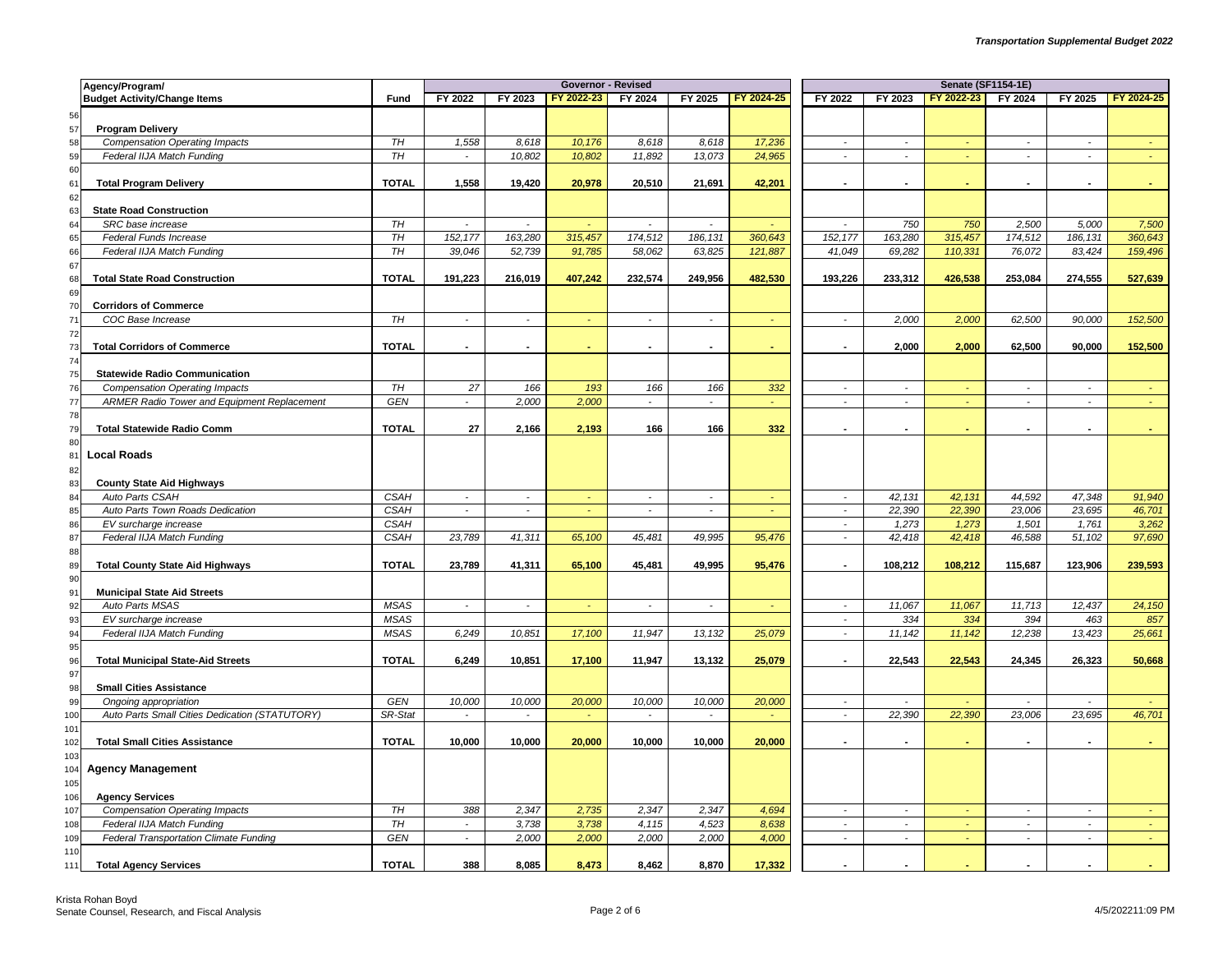| Agency/Program/ Budget Activity/Change Items | Fund | Governor - Revised | | | | | | Senate (SF1154-1E) | | | | | |
|---|---|---|---|---|---|---|---|---|---|---|---|---|---|
| | | FY 2022 | FY 2023 | FY 2022-23 | FY 2024 | FY 2025 | FY 2024-25 | FY 2022 | FY 2023 | FY 2022-23 | FY 2024 | FY 2025 | FY 2024-25 |
| **Program Delivery** | | | | | | | | | | | | | |
| *Compensation Operating Impacts* | *TH* | *1,558* | *8,618* | *10,176* | *8,618* | *8,618* | *17,236* | *-* | *-* | *-* | *-* | *-* | *-* |
| *Federal IIJA Match Funding* | *TH* | *-* | *10,802* | *10,802* | *11,892* | *13,073* | *24,965* | *-* | *-* | *-* | *-* | *-* | *-* |
| **Total Program Delivery** | **TOTAL** | **1,558** | **19,420** | **20,978** | **20,510** | **21,691** | **42,201** | **-** | **-** | **-** | **-** | **-** | **-** |
| **State Road Construction** | | | | | | | | | | | | | |
| *SRC base increase* | *TH* | *-* | *-* | *-* | *-* | *-* | *-* | *-* | *750* | *750* | *2,500* | *5,000* | *7,500* |
| *Federal Funds Increase* | *TH* | *152,177* | *163,280* | *315,457* | *174,512* | *186,131* | *360,643* | *152,177* | *163,280* | *315,457* | *174,512* | *186,131* | *360,643* |
| *Federal IIJA Match Funding* | *TH* | *39,046* | *52,739* | *91,785* | *58,062* | *63,825* | *121,887* | *41,049* | *69,282* | *110,331* | *76,072* | *83,424* | *159,496* |
| **Total State Road Construction** | **TOTAL** | **191,223** | **216,019** | **407,242** | **232,574** | **249,956** | **482,530** | **193,226** | **233,312** | **426,538** | **253,084** | **274,555** | **527,639** |
| **Corridors of Commerce** | | | | | | | | | | | | | |
| *COC Base Increase* | *TH* | *-* | *-* | *-* | *-* | *-* | *-* | *-* | *2,000* | *2,000* | *62,500* | *90,000* | *152,500* |
| **Total Corridors of Commerce** | **TOTAL** | **-** | **-** | **-** | **-** | **-** | **-** | **-** | **2,000** | **2,000** | **62,500** | **90,000** | **152,500** |
| **Statewide Radio Communication** | | | | | | | | | | | | | |
| *Compensation Operating Impacts* | *TH* | *27* | *166* | *193* | *166* | *166* | *332* | *-* | *-* | *-* | *-* | *-* | *-* |
| *ARMER Radio Tower and Equipment Replacement* | *GEN* | *-* | *2,000* | *2,000* | *-* | *-* | *-* | *-* | *-* | *-* | *-* | *-* | *-* |
| **Total Statewide Radio Comm** | **TOTAL** | **27** | **2,166** | **2,193** | **166** | **166** | **332** | **-** | **-** | **-** | **-** | **-** | **-** |
| **Local Roads** | | | | | | | | | | | | | |
| **County State Aid Highways** | | | | | | | | | | | | | |
| *Auto Parts CSAH* | *CSAH* | *-* | *-* | *-* | *-* | *-* | *-* | *-* | *42,131* | *42,131* | *44,592* | *47,348* | *91,940* |
| *Auto Parts Town Roads Dedication* | *CSAH* | *-* | *-* | *-* | *-* | *-* | *-* | *-* | *22,390* | *22,390* | *23,006* | *23,695* | *46,701* |
| *EV surcharge increase* | *CSAH* | | | | | | | *-* | *1,273* | *1,273* | *1,501* | *1,761* | *3,262* |
| *Federal IIJA Match Funding* | *CSAH* | *23,789* | *41,311* | *65,100* | *45,481* | *49,995* | *95,476* | *-* | *42,418* | *42,418* | *46,588* | *51,102* | *97,690* |
| **Total County State Aid Highways** | **TOTAL** | **23,789** | **41,311** | **65,100** | **45,481** | **49,995** | **95,476** | **-** | **108,212** | **108,212** | **115,687** | **123,906** | **239,593** |
| **Municipal State Aid Streets** | | | | | | | | | | | | | |
| *Auto Parts MSAS* | *MSAS* | *-* | *-* | *-* | *-* | *-* | *-* | *-* | *11,067* | *11,067* | *11,713* | *12,437* | *24,150* |
| *EV surcharge increase* | *MSAS* | | | | | | | *-* | *334* | *334* | *394* | *463* | *857* |
| *Federal IIJA Match Funding* | *MSAS* | *6,249* | *10,851* | *17,100* | *11,947* | *13,132* | *25,079* | *-* | *11,142* | *11,142* | *12,238* | *13,423* | *25,661* |
| **Total Municipal State-Aid Streets** | **TOTAL** | **6,249** | **10,851** | **17,100** | **11,947** | **13,132** | **25,079** | **-** | **22,543** | **22,543** | **24,345** | **26,323** | **50,668** |
| **Small Cities Assistance** | | | | | | | | | | | | | |
| *Ongoing appropriation* | *GEN* | *10,000* | *10,000* | *20,000* | *10,000* | *10,000* | *20,000* | *-* | *-* | *-* | *-* | *-* | *-* |
| *Auto Parts Small Cities Dedication (STATUTORY)* | *SR-Stat* | *-* | *-* | *-* | *-* | *-* | *-* | *-* | *22,390* | *22,390* | *23,006* | *23,695* | *46,701* |
| **Total Small Cities Assistance** | **TOTAL** | **10,000** | **10,000** | **20,000** | **10,000** | **10,000** | **20,000** | **-** | **-** | **-** | **-** | **-** | **-** |
| **Agency Management** | | | | | | | | | | | | | |
| **Agency Services** | | | | | | | | | | | | | |
| *Compensation Operating Impacts* | *TH* | *388* | *2,347* | *2,735* | *2,347* | *2,347* | *4,694* | *-* | *-* | *-* | *-* | *-* | *-* |
| *Federal IIJA Match Funding* | *TH* | *-* | *3,738* | *3,738* | *4,115* | *4,523* | *8,638* | *-* | *-* | *-* | *-* | *-* | *-* |
| *Federal Transportation Climate Funding* | *GEN* | *-* | *2,000* | *2,000* | *2,000* | *2,000* | *4,000* | *-* | *-* | *-* | *-* | *-* | *-* |
| **Total Agency Services** | **TOTAL** | **388** | **8,085** | **8,473** | **8,462** | **8,870** | **17,332** | **-** | **-** | **-** | **-** | **-** | **-** |

Krista Rohan Boyd
Senate Counsel, Research, and Fiscal Analysis

4/5/2022 11:09 PM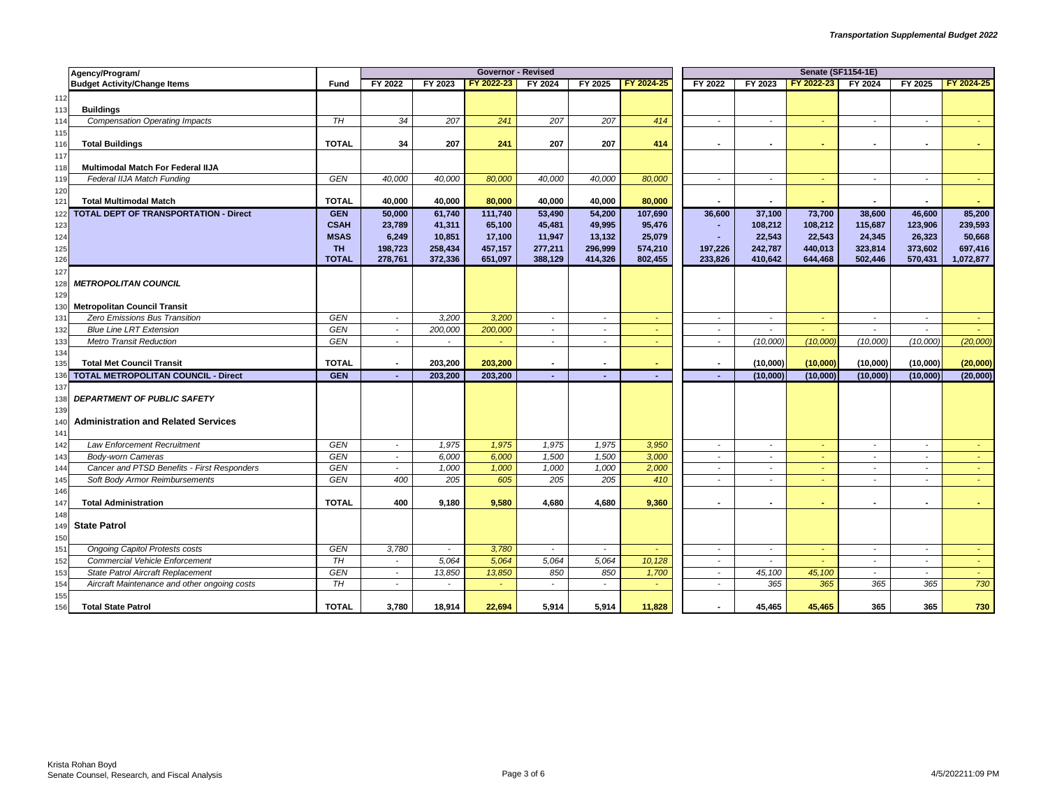| Agency/Program/ Budget Activity/Change Items | Fund | Governor - Revised | | | | | | Senate (SF1154-1E) | | | | | |
|---|---|---|---|---|---|---|---|---|---|---|---|---|---|
| | | FY 2022 | FY 2023 | FY 2022-23 | FY 2024 | FY 2025 | FY 2024-25 | FY 2022 | FY 2023 | FY 2022-23 | FY 2024 | FY 2025 | FY 2024-25 |
| **Buildings** | | | | | | | | | | | | | |
| *Compensation Operating Impacts* | *TH* | *34* | *207* | *241* | *207* | *207* | *414* | - | - | - | - | - | - |
| **Total Buildings** | **TOTAL** | **34** | **207** | **241** | **207** | **207** | **414** | - | - | - | - | - | - |
| **Multimodal Match For Federal IIJA** | | | | | | | | | | | | | |
| *Federal IIJA Match Funding* | *GEN* | *40,000* | *40,000* | *80,000* | *40,000* | *40,000* | *80,000* | - | - | - | - | - | - |
| **Total Multimodal Match** | **TOTAL** | **40,000** | **40,000** | **80,000** | **40,000** | **40,000** | **80,000** | - | - | - | - | - | - |
| **TOTAL DEPT OF TRANSPORTATION - Direct** | **GEN** | **50,000** | **61,740** | **111,740** | **53,490** | **54,200** | **107,690** | **36,600** | **37,100** | **73,700** | **38,600** | **46,600** | **85,200** |
| | **CSAH** | **23,789** | **41,311** | **65,100** | **45,481** | **49,995** | **95,476** | - | **108,212** | **108,212** | **115,687** | **123,906** | **239,593** |
| | **MSAS** | **6,249** | **10,851** | **17,100** | **11,947** | **13,132** | **25,079** | - | **22,543** | **22,543** | **24,345** | **26,323** | **50,668** |
| | **TH** | **198,723** | **258,434** | **457,157** | **277,211** | **296,999** | **574,210** | **197,226** | **242,787** | **440,013** | **323,814** | **373,602** | **697,416** |
| | **TOTAL** | **278,761** | **372,336** | **651,097** | **388,129** | **414,326** | **802,455** | **233,826** | **410,642** | **644,468** | **502,446** | **570,431** | **1,072,877** |
| ***METROPOLITAN COUNCIL*** | | | | | | | | | | | | | |
| **Metropolitan Council Transit** | | | | | | | | | | | | | |
| *Zero Emissions Bus Transition* | *GEN* | - | *3,200* | *3,200* | - | - | - | - | - | - | - | - | - |
| *Blue Line LRT Extension* | *GEN* | - | *200,000* | *200,000* | - | - | - | - | - | - | - | - | - |
| *Metro Transit Reduction* | *GEN* | - | - | - | - | - | - | - | *(10,000)* | *(10,000)* | *(10,000)* | *(10,000)* | *(20,000)* |
| **Total Met Council Transit** | **TOTAL** | - | **203,200** | **203,200** | - | - | - | - | **(10,000)** | **(10,000)** | **(10,000)** | **(10,000)** | **(20,000)** |
| **TOTAL METROPOLITAN COUNCIL - Direct** | **GEN** | - | **203,200** | **203,200** | - | - | - | - | **(10,000)** | **(10,000)** | **(10,000)** | **(10,000)** | **(20,000)** |
| ***DEPARTMENT OF PUBLIC SAFETY*** | | | | | | | | | | | | | |
| **Administration and Related Services** | | | | | | | | | | | | | |
| *Law Enforcement Recruitment* | *GEN* | - | *1,975* | *1,975* | *1,975* | *1,975* | *3,950* | - | - | - | - | - | - |
| *Body-worn Cameras* | *GEN* | - | *6,000* | *6,000* | *1,500* | *1,500* | *3,000* | - | - | - | - | - | - |
| *Cancer and PTSD Benefits - First Responders* | *GEN* | - | *1,000* | *1,000* | *1,000* | *1,000* | *2,000* | - | - | - | - | - | - |
| *Soft Body Armor Reimbursements* | *GEN* | *400* | *205* | *605* | *205* | *205* | *410* | - | - | - | - | - | - |
| **Total Administration** | **TOTAL** | **400** | **9,180** | **9,580** | **4,680** | **4,680** | **9,360** | - | - | - | - | - | - |
| **State Patrol** | | | | | | | | | | | | | |
| *Ongoing Capitol Protests costs* | *GEN* | *3,780* | - | *3,780* | - | - | - | - | - | - | - | - | - |
| *Commercial Vehicle Enforcement* | *TH* | - | *5,064* | *5,064* | *5,064* | *5,064* | *10,128* | - | - | - | - | - | - |
| *State Patrol Aircraft Replacement* | *GEN* | - | *13,850* | *13,850* | *850* | *850* | *1,700* | - | *45,100* | *45,100* | - | - | - |
| *Aircraft Maintenance and other ongoing costs* | *TH* | - | - | - | - | - | - | - | *365* | *365* | *365* | *365* | *730* |
| **Total State Patrol** | **TOTAL** | **3,780** | **18,914** | **22,694** | **5,914** | **5,914** | **11,828** | - | **45,465** | **45,465** | **365** | **365** | **730** |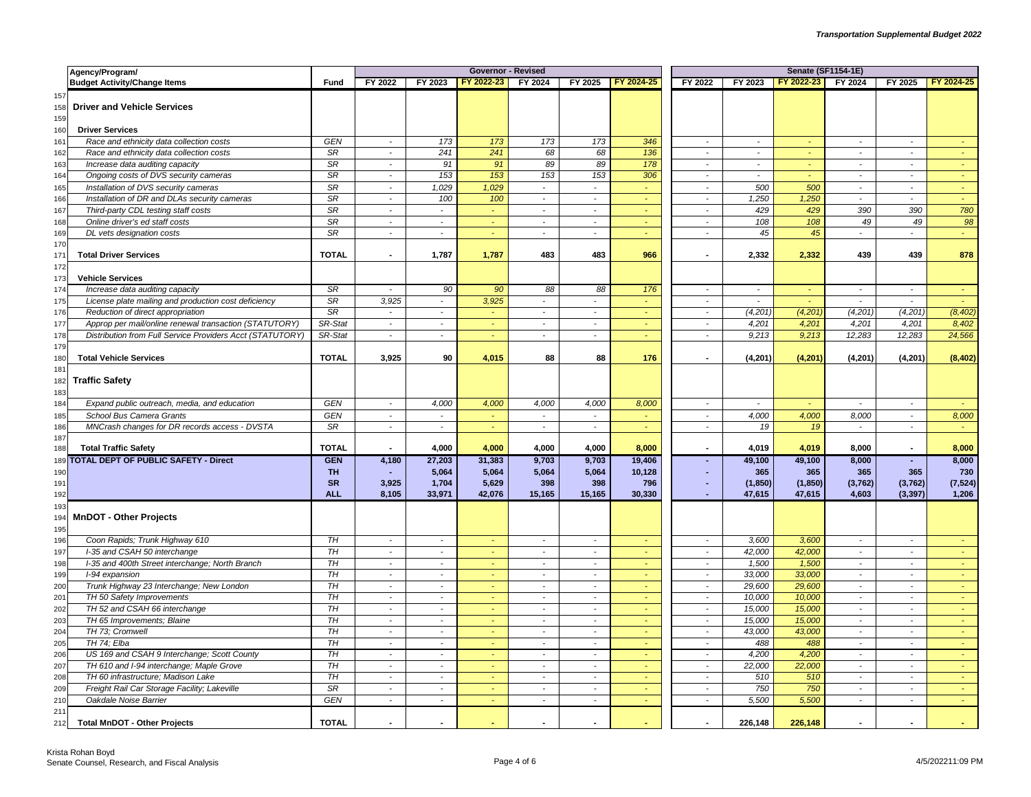| Agency/Program/ Budget Activity/Change Items | Fund | Governor - Revised | | | | | | Senate (SF1154-1E) | | | | | |
|---|---|---|---|---|---|---|---|---|---|---|---|---|---|
| | | FY 2022 | FY 2023 | FY 2022-23 | FY 2024 | FY 2025 | FY 2024-25 | FY 2022 | FY 2023 | FY 2022-23 | FY 2024 | FY 2025 | FY 2024-25 |
| **Driver and Vehicle Services** | | | | | | | | | | | | | |
| **Driver Services** | | | | | | | | | | | | | |
| *Race and ethnicity data collection costs* | GEN | - | 173 | 173 | 173 | 173 | 346 | - | - | - | - | - | - |
| *Race and ethnicity data collection costs* | SR | - | 241 | 241 | 68 | 68 | 136 | - | - | - | - | - | - |
| *Increase data auditing capacity* | SR | - | 91 | 91 | 89 | 89 | 178 | - | - | - | - | - | - |
| *Ongoing costs of DVS security cameras* | SR | - | 153 | 153 | 153 | 153 | 306 | - | - | - | - | - | - |
| *Installation of DVS security cameras* | SR | - | 1,029 | 1,029 | - | - | - | - | 500 | 500 | - | - | - |
| *Installation of DR and DLAs security cameras* | SR | - | 100 | 100 | - | - | - | - | 1,250 | 1,250 | - | - | - |
| *Third-party CDL testing staff costs* | SR | - | - | - | - | - | - | - | 429 | 429 | 390 | 390 | 780 |
| *Online driver's ed staff costs* | SR | - | - | - | - | - | - | - | 108 | 108 | 49 | 49 | 98 |
| *DL vets designation costs* | SR | - | - | - | - | - | - | - | 45 | 45 | - | - | - |
| **Total Driver Services** | **TOTAL** | **-** | **1,787** | **1,787** | **483** | **483** | **966** | **-** | **2,332** | **2,332** | **439** | **439** | **878** |
| **Vehicle Services** | | | | | | | | | | | | | |
| *Increase data auditing capacity* | SR | - | 90 | 90 | 88 | 88 | 176 | - | - | - | - | - | - |
| *License plate mailing and production cost deficiency* | SR | 3,925 | - | 3,925 | - | - | - | - | - | - | - | - | - |
| *Reduction of direct appropriation* | SR | - | - | - | - | - | - | - | (4,201) | (4,201) | (4,201) | (4,201) | (8,402) |
| *Approp per mail/online renewal transaction (STATUTORY)* | SR-Stat | - | - | - | - | - | - | - | 4,201 | 4,201 | 4,201 | 4,201 | 8,402 |
| *Distribution from Full Service Providers Acct (STATUTORY)* | SR-Stat | - | - | - | - | - | - | - | 9,213 | 9,213 | 12,283 | 12,283 | 24,566 |
| **Total Vehicle Services** | **TOTAL** | **3,925** | **90** | **4,015** | **88** | **88** | **176** | **-** | **(4,201)** | **(4,201)** | **(4,201)** | **(4,201)** | **(8,402)** |
| **Traffic Safety** | | | | | | | | | | | | | |
| *Expand public outreach, media, and education* | GEN | - | 4,000 | 4,000 | 4,000 | 4,000 | 8,000 | - | - | - | - | - | - |
| *School Bus Camera Grants* | GEN | - | - | - | - | - | - | - | 4,000 | 4,000 | 8,000 | - | 8,000 |
| *MNCrash changes for DR records access - DVSTA* | SR | - | - | - | - | - | - | - | 19 | 19 | - | - | - |
| **Total Traffic Safety** | **TOTAL** | **-** | **4,000** | **4,000** | **4,000** | **4,000** | **8,000** | **-** | **4,019** | **4,019** | **8,000** | **-** | **8,000** |
| **TOTAL DEPT OF PUBLIC SAFETY - Direct** | **GEN** | **4,180** | **27,203** | **31,383** | **9,703** | **9,703** | **19,406** | **-** | **49,100** | **49,100** | **8,000** | **-** | **8,000** |
| | **TH** | **-** | **5,064** | **5,064** | **5,064** | **5,064** | **10,128** | **-** | **365** | **365** | **365** | **365** | **730** |
| | **SR** | **3,925** | **1,704** | **5,629** | **398** | **398** | **796** | **-** | **(1,850)** | **(1,850)** | **(3,762)** | **(3,762)** | **(7,524)** |
| | **ALL** | **8,105** | **33,971** | **42,076** | **15,165** | **15,165** | **30,330** | **-** | **47,615** | **47,615** | **4,603** | **(3,397)** | **1,206** |
| **MnDOT - Other Projects** | | | | | | | | | | | | | |
| *Coon Rapids; Trunk Highway 610* | TH | - | - | - | - | - | - | - | 3,600 | 3,600 | - | - | - |
| *I-35 and CSAH 50 interchange* | TH | - | - | - | - | - | - | - | 42,000 | 42,000 | - | - | - |
| *I-35 and 400th Street interchange; North Branch* | TH | - | - | - | - | - | - | - | 1,500 | 1,500 | - | - | - |
| *I-94 expansion* | TH | - | - | - | - | - | - | - | 33,000 | 33,000 | - | - | - |
| *Trunk Highway 23 Interchange; New London* | TH | - | - | - | - | - | - | - | 29,600 | 29,600 | - | - | - |
| *TH 50 Safety Improvements* | TH | - | - | - | - | - | - | - | 10,000 | 10,000 | - | - | - |
| *TH 52 and CSAH 66 interchange* | TH | - | - | - | - | - | - | - | 15,000 | 15,000 | - | - | - |
| *TH 65 Improvements; Blaine* | TH | - | - | - | - | - | - | - | 15,000 | 15,000 | - | - | - |
| *TH 73; Cromwell* | TH | - | - | - | - | - | - | - | 43,000 | 43,000 | - | - | - |
| *TH 74; Elba* | TH | - | - | - | - | - | - | - | 488 | 488 | - | - | - |
| *US 169 and CSAH 9 Interchange; Scott County* | TH | - | - | - | - | - | - | - | 4,200 | 4,200 | - | - | - |
| *TH 610 and I-94 interchange; Maple Grove* | TH | - | - | - | - | - | - | - | 22,000 | 22,000 | - | - | - |
| *TH 60 infrastructure; Madison Lake* | TH | - | - | - | - | - | - | - | 510 | 510 | - | - | - |
| *Freight Rail Car Storage Facility; Lakeville* | SR | - | - | - | - | - | - | - | 750 | 750 | - | - | - |
| *Oakdale Noise Barrier* | GEN | - | - | - | - | - | - | - | 5,500 | 5,500 | - | - | - |
| **Total MnDOT - Other Projects** | **TOTAL** | **-** | **-** | **-** | **-** | **-** | **-** | **-** | **226,148** | **226,148** | **-** | **-** | **-** |

Krista Rohan Boyd
Senate Counsel, Research, and Fiscal Analysis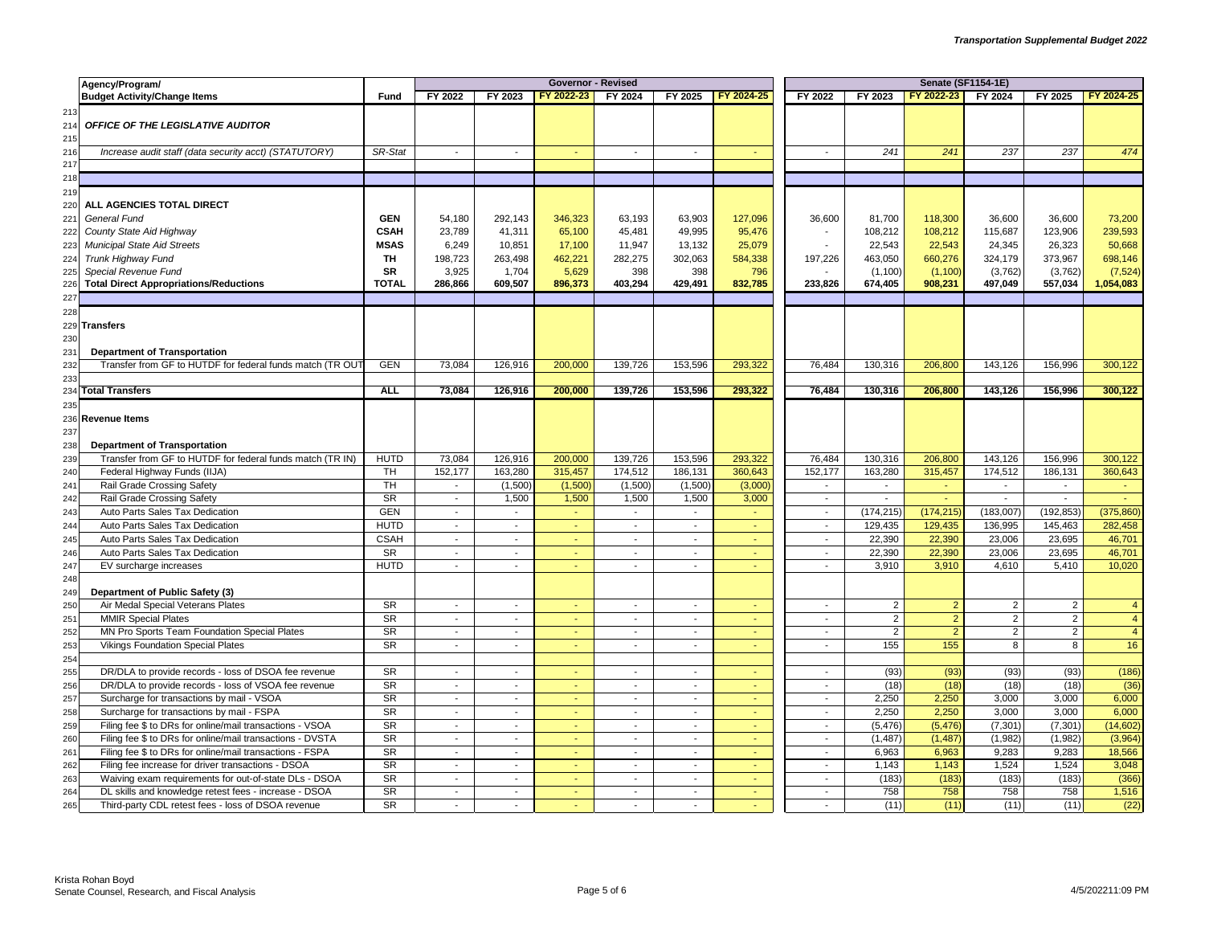*Transportation Supplemental Budget 2022*

| | Agency/Program/ Budget Activity/Change Items | Fund | Governor - Revised FY 2022 | FY 2023 | FY 2022-23 | FY 2024 | FY 2025 | FY 2024-25 | Senate (SF1154-1E) FY 2022 | FY 2023 | FY 2022-23 | FY 2024 | FY 2025 | FY 2024-25 |
|---|---|---|---|---|---|---|---|---|---|---|---|---|---|---|
| 213 | | | | | | | | | | | | | | |
| 214 | ***OFFICE OF THE LEGISLATIVE AUDITOR*** | | | | | | | | | | | | | |
| 215 | | | | | | | | | | | | | | |
| 216 | *Increase audit staff (data security acct) (STATUTORY)* | *SR-Stat* | - | - | - | - | - | - | - | *241* | *241* | *237* | *237* | *474* |
| 217 | | | | | | | | | | | | | | |
| 218 | | | | | | | | | | | | | | |
| 219 | | | | | | | | | | | | | | |
| 220 | **ALL AGENCIES TOTAL DIRECT** | | | | | | | | | | | | | |
| 221 | *General Fund* | **GEN** | 54,180 | 292,143 | 346,323 | 63,193 | 63,903 | 127,096 | 36,600 | 81,700 | 118,300 | 36,600 | 36,600 | 73,200 |
| 222 | *County State Aid Highway* | **CSAH** | 23,789 | 41,311 | 65,100 | 45,481 | 49,995 | 95,476 | - | 108,212 | 108,212 | 115,687 | 123,906 | 239,593 |
| 223 | *Municipal State Aid Streets* | **MSAS** | 6,249 | 10,851 | 17,100 | 11,947 | 13,132 | 25,079 | - | 22,543 | 22,543 | 24,345 | 26,323 | 50,668 |
| 224 | *Trunk Highway Fund* | **TH** | 198,723 | 263,498 | 462,221 | 282,275 | 302,063 | 584,338 | 197,226 | 463,050 | 660,276 | 324,179 | 373,967 | 698,146 |
| 225 | *Special Revenue Fund* | **SR** | 3,925 | 1,704 | 5,629 | 398 | 398 | 796 | - | (1,100) | (1,100) | (3,762) | (3,762) | (7,524) |
| 226 | **Total Direct Appropriations/Reductions** | **TOTAL** | **286,866** | **609,507** | **896,373** | **403,294** | **429,491** | **832,785** | **233,826** | **674,405** | **908,231** | **497,049** | **557,034** | **1,054,083** |
| 227 | | | | | | | | | | | | | | |
| 228 | | | | | | | | | | | | | | |
| 229 | **Transfers** | | | | | | | | | | | | | |
| 230 | | | | | | | | | | | | | | |
| 231 | **Department of Transportation** | | | | | | | | | | | | | |
| 232 | Transfer from GF to HUTDF for federal funds match (TR OUT | GEN | 73,084 | 126,916 | 200,000 | 139,726 | 153,596 | 293,322 | 76,484 | 130,316 | 206,800 | 143,126 | 156,996 | 300,122 |
| 233 | | | | | | | | | | | | | | |
| 234 | **Total Transfers** | **ALL** | **73,084** | **126,916** | **200,000** | **139,726** | **153,596** | **293,322** | **76,484** | **130,316** | **206,800** | **143,126** | **156,996** | **300,122** |
| 235 | | | | | | | | | | | | | | |
| 236 | **Revenue Items** | | | | | | | | | | | | | |
| 237 | | | | | | | | | | | | | | |
| 238 | **Department of Transportation** | | | | | | | | | | | | | |
| 239 | Transfer from GF to HUTDF for federal funds match (TR IN) | HUTD | 73,084 | 126,916 | 200,000 | 139,726 | 153,596 | 293,322 | 76,484 | 130,316 | 206,800 | 143,126 | 156,996 | 300,122 |
| 240 | Federal Highway Funds (IIJA) | TH | 152,177 | 163,280 | 315,457 | 174,512 | 186,131 | 360,643 | 152,177 | 163,280 | 315,457 | 174,512 | 186,131 | 360,643 |
| 241 | Rail Grade Crossing Safety | TH | - | (1,500) | (1,500) | (1,500) | (1,500) | (3,000) | - | - | - | - | - | - |
| 242 | Rail Grade Crossing Safety | SR | - | 1,500 | 1,500 | 1,500 | 1,500 | 3,000 | - | - | - | - | - | - |
| 243 | Auto Parts Sales Tax Dedication | GEN | - | - | - | - | - | - | - | (174,215) | (174,215) | (183,007) | (192,853) | (375,860) |
| 244 | Auto Parts Sales Tax Dedication | HUTD | - | - | - | - | - | - | - | 129,435 | 129,435 | 136,995 | 145,463 | 282,458 |
| 245 | Auto Parts Sales Tax Dedication | CSAH | - | - | - | - | - | - | - | 22,390 | 22,390 | 23,006 | 23,695 | 46,701 |
| 246 | Auto Parts Sales Tax Dedication | SR | - | - | - | - | - | - | - | 22,390 | 22,390 | 23,006 | 23,695 | 46,701 |
| 247 | EV surcharge increases | HUTD | - | - | - | - | - | - | - | 3,910 | 3,910 | 4,610 | 5,410 | 10,020 |
| 248 | | | | | | | | | | | | | | |
| 249 | **Department of Public Safety (3)** | | | | | | | | | | | | | |
| 250 | Air Medal Special Veterans Plates | SR | - | - | - | - | - | - | - | 2 | 2 | 2 | 2 | 4 |
| 251 | MMIR Special Plates | SR | - | - | - | - | - | - | - | 2 | 2 | 2 | 2 | 4 |
| 252 | MN Pro Sports Team Foundation Special Plates | SR | - | - | - | - | - | - | - | 2 | 2 | 2 | 2 | 4 |
| 253 | Vikings Foundation Special Plates | SR | - | - | - | - | - | - | - | 155 | 155 | 8 | 8 | 16 |
| 254 | | | | | | | | | | | | | | |
| 255 | DR/DLA to provide records - loss of DSOA fee revenue | SR | - | - | - | - | - | - | - | (93) | (93) | (93) | (93) | (186) |
| 256 | DR/DLA to provide records - loss of VSOA fee revenue | SR | - | - | - | - | - | - | - | (18) | (18) | (18) | (18) | (36) |
| 257 | Surcharge for transactions by mail - VSOA | SR | - | - | - | - | - | - | - | 2,250 | 2,250 | 3,000 | 3,000 | 6,000 |
| 258 | Surcharge for transactions by mail - FSPA | SR | - | - | - | - | - | - | - | 2,250 | 2,250 | 3,000 | 3,000 | 6,000 |
| 259 | Filing fee $ to DRs for online/mail transactions - VSOA | SR | - | - | - | - | - | - | - | (5,476) | (5,476) | (7,301) | (7,301) | (14,602) |
| 260 | Filing fee $ to DRs for online/mail transactions - DVSTA | SR | - | - | - | - | - | - | - | (1,487) | (1,487) | (1,982) | (1,982) | (3,964) |
| 261 | Filing fee $ to DRs for online/mail transactions - FSPA | SR | - | - | - | - | - | - | - | 6,963 | 6,963 | 9,283 | 9,283 | 18,566 |
| 262 | Filing fee increase for driver transactions - DSOA | SR | - | - | - | - | - | - | - | 1,143 | 1,143 | 1,524 | 1,524 | 3,048 |
| 263 | Waiving exam requirements for out-of-state DLs - DSOA | SR | - | - | - | - | - | - | - | (183) | (183) | (183) | (183) | (366) |
| 264 | DL skills and knowledge retest fees - increase - DSOA | SR | - | - | - | - | - | - | - | 758 | 758 | 758 | 758 | 1,516 |
| 265 | Third-party CDL retest fees - loss of DSOA revenue | SR | - | - | - | - | - | - | - | (11) | (11) | (11) | (11) | (22) |

Krista Rohan Boyd
Senate Counsel, Research, and Fiscal Analysis

4/5/202211:09 PM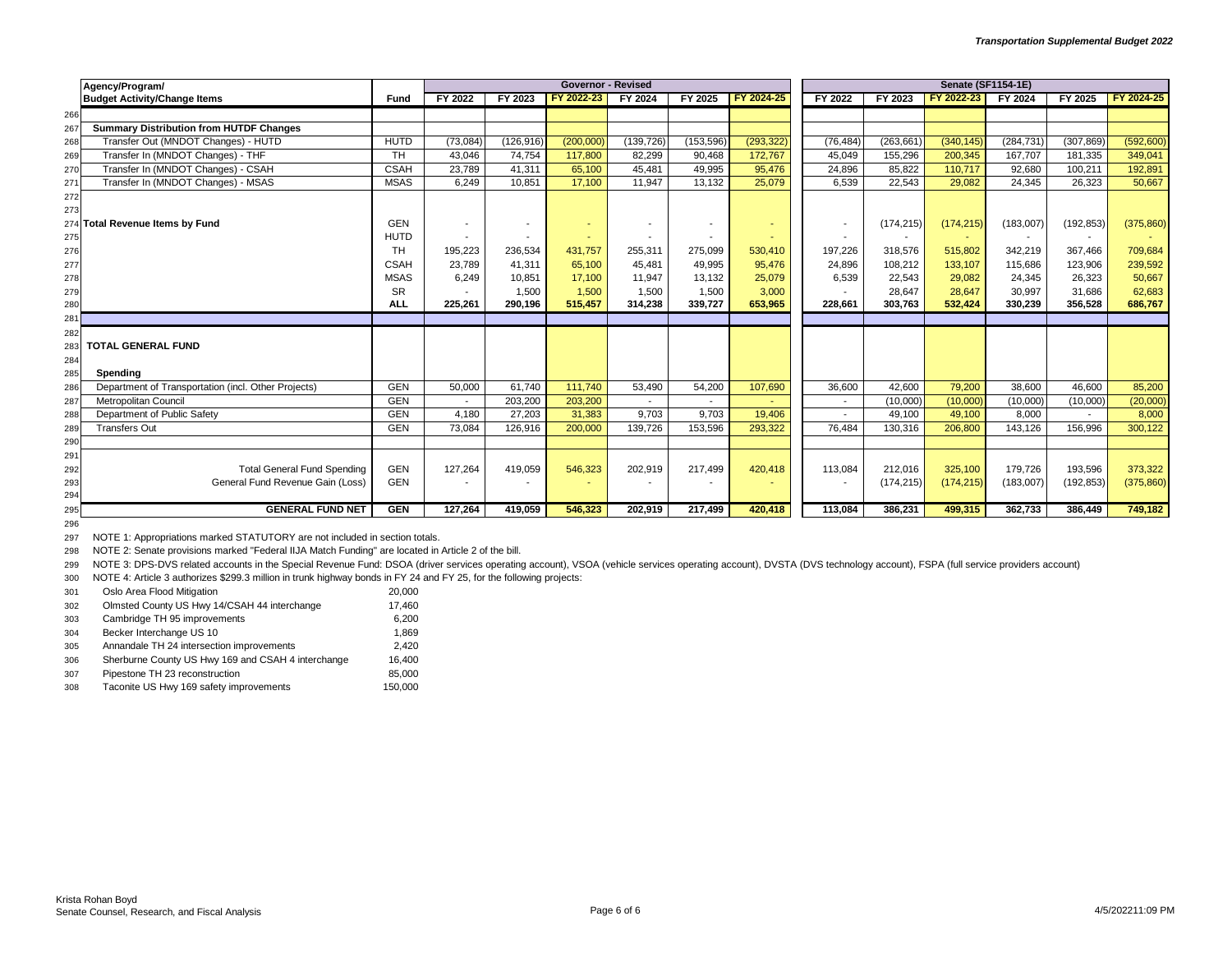| Agency/Program/ Budget Activity/Change Items | Fund | Governor - Revised FY 2022 | FY 2023 | FY 2022-23 | FY 2024 | FY 2025 | FY 2024-25 | Senate (SF1154-1E) FY 2022 | FY 2023 | FY 2022-23 | FY 2024 | FY 2025 | FY 2024-25 |
|---|---|---|---|---|---|---|---|---|---|---|---|---|---|
| **Summary Distribution from HUTDF Changes** | | | | | | | | | | | | | |
| Transfer Out (MNDOT Changes) - HUTD | HUTD | (73,084) | (126,916) | (200,000) | (139,726) | (153,596) | (293,322) | (76,484) | (263,661) | (340,145) | (284,731) | (307,869) | (592,600) |
| Transfer In (MNDOT Changes) - THF | TH | 43,046 | 74,754 | 117,800 | 82,299 | 90,468 | 172,767 | 45,049 | 155,296 | 200,345 | 167,707 | 181,335 | 349,041 |
| Transfer In (MNDOT Changes) - CSAH | CSAH | 23,789 | 41,311 | 65,100 | 45,481 | 49,995 | 95,476 | 24,896 | 85,822 | 110,717 | 92,680 | 100,211 | 192,891 |
| Transfer In (MNDOT Changes) - MSAS | MSAS | 6,249 | 10,851 | 17,100 | 11,947 | 13,132 | 25,079 | 6,539 | 22,543 | 29,082 | 24,345 | 26,323 | 50,667 |
| **Total Revenue Items by Fund** | GEN | - | - | - | - | - | - | - | (174,215) | (174,215) | (183,007) | (192,853) | (375,860) |
| | HUTD | - | - | - | - | - | - | - | - | - | - | - | - |
| | TH | 195,223 | 236,534 | 431,757 | 255,311 | 275,099 | 530,410 | 197,226 | 318,576 | 515,802 | 342,219 | 367,466 | 709,684 |
| | CSAH | 23,789 | 41,311 | 65,100 | 45,481 | 49,995 | 95,476 | 24,896 | 108,212 | 133,107 | 115,686 | 123,906 | 239,592 |
| | MSAS | 6,249 | 10,851 | 17,100 | 11,947 | 13,132 | 25,079 | 6,539 | 22,543 | 29,082 | 24,345 | 26,323 | 50,667 |
| | SR | - | 1,500 | 1,500 | 1,500 | 1,500 | 3,000 | - | 28,647 | 28,647 | 30,997 | 31,686 | 62,683 |
| | **ALL** | **225,261** | **290,196** | **515,457** | **314,238** | **339,727** | **653,965** | **228,661** | **303,763** | **532,424** | **330,239** | **356,528** | **686,767** |
| **TOTAL GENERAL FUND** | | | | | | | | | | | | | |
| **Spending** | | | | | | | | | | | | | |
| Department of Transportation (incl. Other Projects) | GEN | 50,000 | 61,740 | 111,740 | 53,490 | 54,200 | 107,690 | 36,600 | 42,600 | 79,200 | 38,600 | 46,600 | 85,200 |
| Metropolitan Council | GEN | - | 203,200 | 203,200 | - | - | - | - | (10,000) | (10,000) | (10,000) | (10,000) | (20,000) |
| Department of Public Safety | GEN | 4,180 | 27,203 | 31,383 | 9,703 | 9,703 | 19,406 | - | 49,100 | 49,100 | 8,000 | - | 8,000 |
| Transfers Out | GEN | 73,084 | 126,916 | 200,000 | 139,726 | 153,596 | 293,322 | 76,484 | 130,316 | 206,800 | 143,126 | 156,996 | 300,122 |
| Total General Fund Spending | GEN | 127,264 | 419,059 | 546,323 | 202,919 | 217,499 | 420,418 | 113,084 | 212,016 | 325,100 | 179,726 | 193,596 | 373,322 |
| General Fund Revenue Gain (Loss) | GEN | - | - | - | - | - | - | - | (174,215) | (174,215) | (183,007) | (192,853) | (375,860) |
| **GENERAL FUND NET** | **GEN** | **127,264** | **419,059** | **546,323** | **202,919** | **217,499** | **420,418** | **113,084** | **386,231** | **499,315** | **362,733** | **386,449** | **749,182** |

NOTE 1: Appropriations marked STATUTORY are not included in section totals.

NOTE 2: Senate provisions marked "Federal IIJA Match Funding" are located in Article 2 of the bill.

NOTE 3: DPS-DVS related accounts in the Special Revenue Fund: DSOA (driver services operating account), VSOA (vehicle services operating account), DVSTA (DVS technology account), FSPA (full service providers account)

NOTE 4: Article 3 authorizes $299.3 million in trunk highway bonds in FY 24 and FY 25, for the following projects:

| | |
|---|---|
| Oslo Area Flood Mitigation | 20,000 |
| Olmsted County US Hwy 14/CSAH 44 interchange | 17,460 |
| Cambridge TH 95 improvements | 6,200 |
| Becker Interchange US 10 | 1,869 |
| Annandale TH 24 intersection improvements | 2,420 |
| Sherburne County US Hwy 169 and CSAH 4 interchange | 16,400 |
| Pipestone TH 23 reconstruction | 85,000 |
| Taconite US Hwy 169 safety improvements | 150,000 |